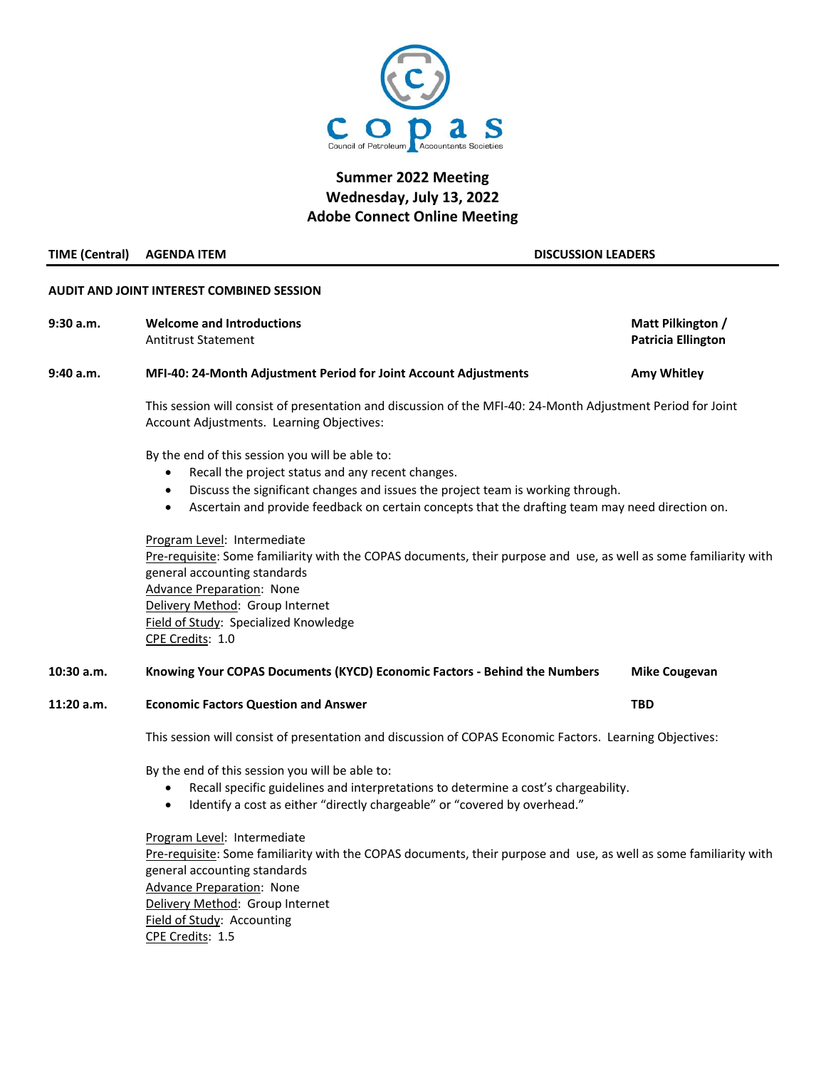# Summer 2022 Meeting
## Wednesday, July 13, 2022
## Adobe Connect Online Meeting

| TIME (Central) | AGENDA ITEM | DISCUSSION LEADERS |
|---|---|---|

**AUDIT AND JOINT INTEREST COMBINED SESSION**

**9:30 a.m.** **Welcome and Introductions** — **Matt Pilkington / Patricia Ellington**
Antitrust Statement

**9:40 a.m.** **MFI-40: 24-Month Adjustment Period for Joint Account Adjustments** — **Amy Whitley**

This session will consist of presentation and discussion of the MFI-40: 24-Month Adjustment Period for Joint Account Adjustments. Learning Objectives:

By the end of this session you will be able to:

- Recall the project status and any recent changes.
- Discuss the significant changes and issues the project team is working through.
- Ascertain and provide feedback on certain concepts that the drafting team may need direction on.

Program Level: Intermediate
Pre-requisite: Some familiarity with the COPAS documents, their purpose and use, as well as some familiarity with general accounting standards
Advance Preparation: None
Delivery Method: Group Internet
Field of Study: Specialized Knowledge
CPE Credits: 1.0

**10:30 a.m.** **Knowing Your COPAS Documents (KYCD) Economic Factors - Behind the Numbers** — **Mike Cougevan**

**11:20 a.m.** **Economic Factors Question and Answer** — **TBD**

This session will consist of presentation and discussion of COPAS Economic Factors. Learning Objectives:

By the end of this session you will be able to:

- Recall specific guidelines and interpretations to determine a cost's chargeability.
- Identify a cost as either "directly chargeable" or "covered by overhead."

Program Level: Intermediate
Pre-requisite: Some familiarity with the COPAS documents, their purpose and use, as well as some familiarity with general accounting standards
Advance Preparation: None
Delivery Method: Group Internet
Field of Study: Accounting
CPE Credits: 1.5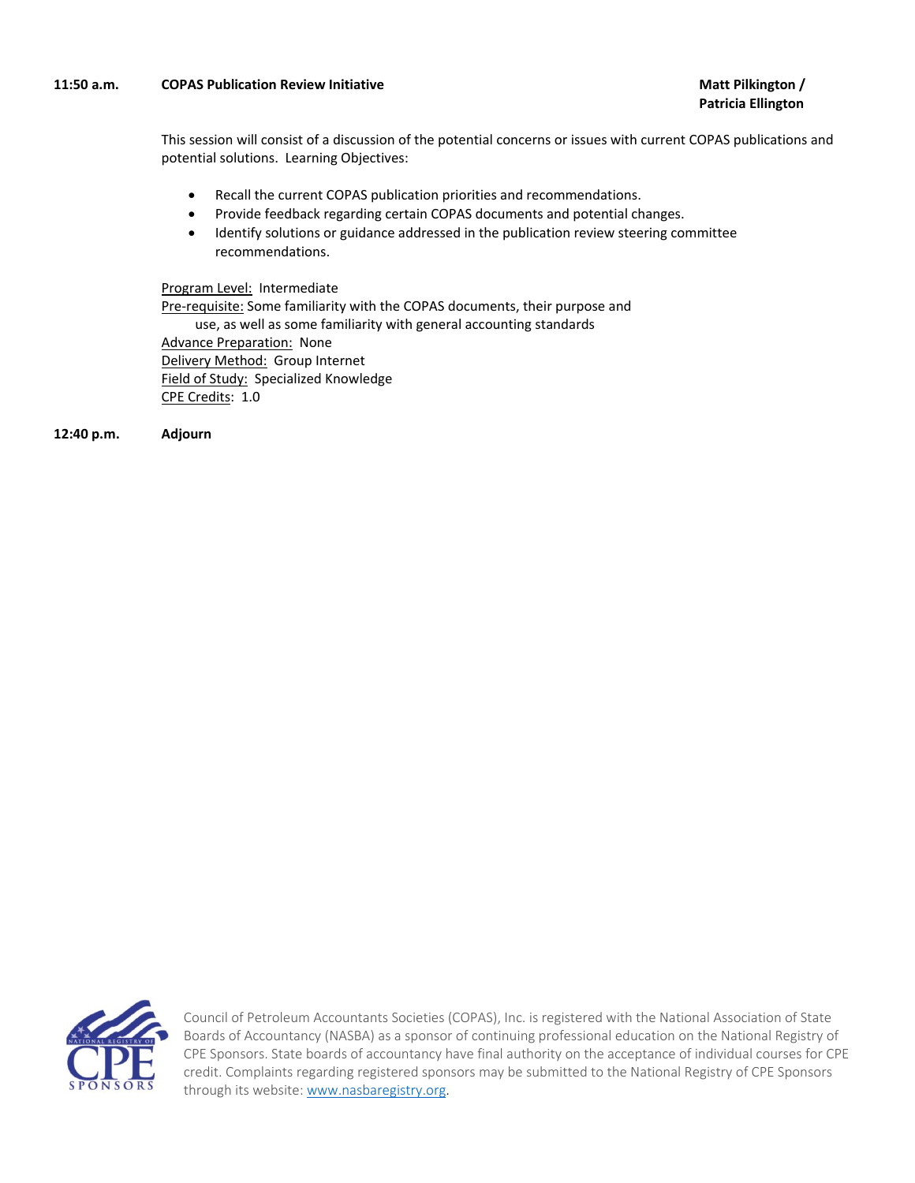**11:50 a.m.** **COPAS Publication Review Initiative** **Matt Pilkington / Patricia Ellington**

This session will consist of a discussion of the potential concerns or issues with current COPAS publications and potential solutions. Learning Objectives:

- Recall the current COPAS publication priorities and recommendations.
- Provide feedback regarding certain COPAS documents and potential changes.
- Identify solutions or guidance addressed in the publication review steering committee recommendations.

Program Level: Intermediate
Pre-requisite: Some familiarity with the COPAS documents, their purpose and use, as well as some familiarity with general accounting standards
Advance Preparation: None
Delivery Method: Group Internet
Field of Study: Specialized Knowledge
CPE Credits: 1.0

**12:40 p.m.** **Adjourn**

Council of Petroleum Accountants Societies (COPAS), Inc. is registered with the National Association of State Boards of Accountancy (NASBA) as a sponsor of continuing professional education on the National Registry of CPE Sponsors. State boards of accountancy have final authority on the acceptance of individual courses for CPE credit. Complaints regarding registered sponsors may be submitted to the National Registry of CPE Sponsors through its website: www.nasbaregistry.org.